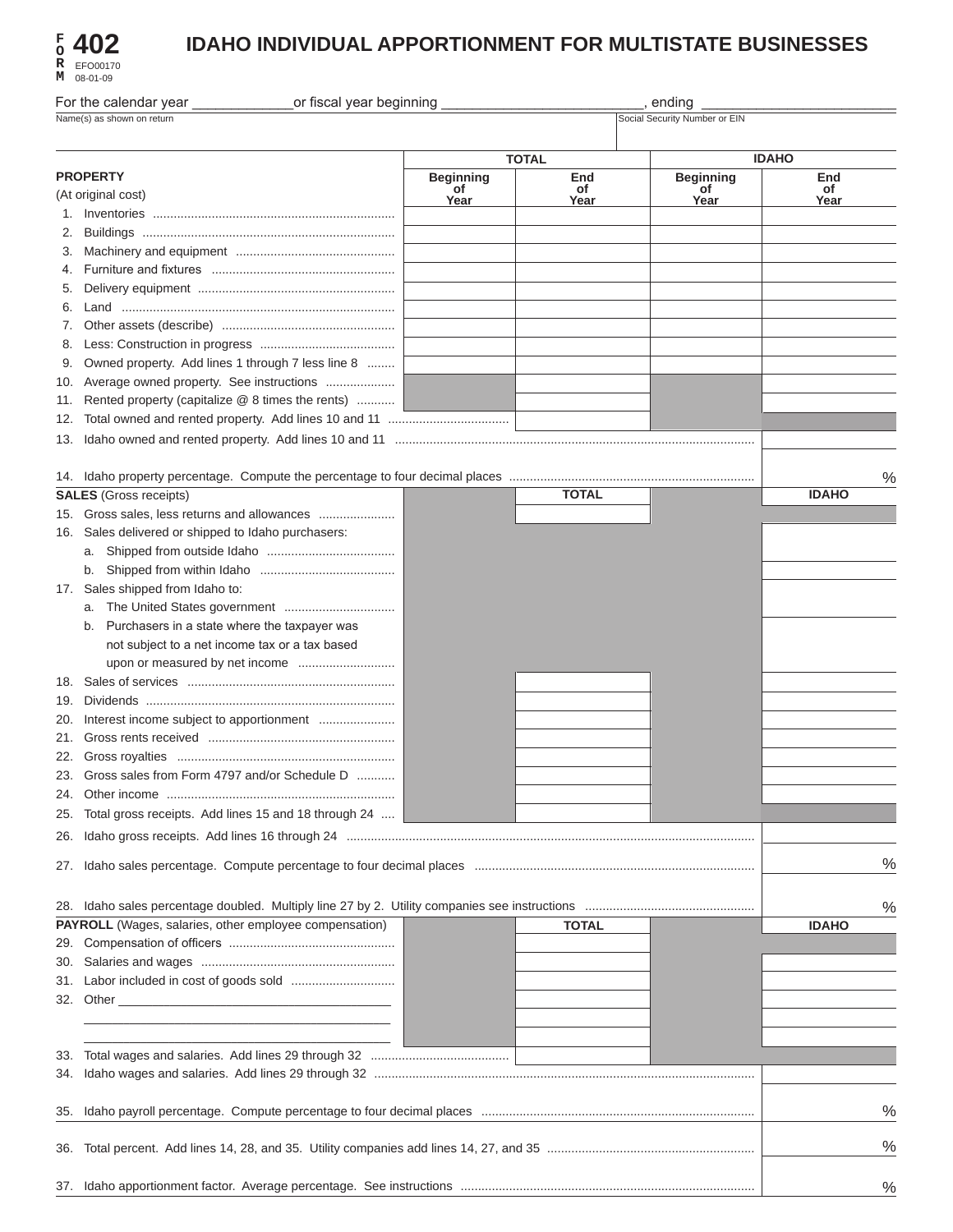# FORM 402

EFO00170
08-01-09

# IDAHO INDIVIDUAL APPORTIONMENT FOR MULTISTATE BUSINESSES

For the calendar year ____________ or fiscal year beginning ________________________, ending ________________________

Name(s) as shown on return | Social Security Number or EIN

| | TOTAL | | IDAHO | |
|---|---|---|---|---|
| **PROPERTY** (At original cost) | Beginning of Year | End of Year | Beginning of Year | End of Year |
| 1. Inventories | | | | |
| 2. Buildings | | | | |
| 3. Machinery and equipment | | | | |
| 4. Furniture and fixtures | | | | |
| 5. Delivery equipment | | | | |
| 6. Land | | | | |
| 7. Other assets (describe) | | | | |
| 8. Less: Construction in progress | | | | |
| 9. Owned property. Add lines 1 through 7 less line 8 | | | | |
| 10. Average owned property. See instructions | | | | |
| 11. Rented property (capitalize @ 8 times the rents) | | | | |
| 12. Total owned and rented property. Add lines 10 and 11 | | | | |
| 13. Idaho owned and rented property. Add lines 10 and 11 | | | | |
| 14. Idaho property percentage. Compute the percentage to four decimal places | | | | % |
| **SALES** (Gross receipts) | | TOTAL | | IDAHO |
| 15. Gross sales, less returns and allowances | | | | |
| 16. Sales delivered or shipped to Idaho purchasers: | | | | |
| a. Shipped from outside Idaho | | | | |
| b. Shipped from within Idaho | | | | |
| 17. Sales shipped from Idaho to: | | | | |
| a. The United States government | | | | |
| b. Purchasers in a state where the taxpayer was not subject to a net income tax or a tax based upon or measured by net income | | | | |
| 18. Sales of services | | | | |
| 19. Dividends | | | | |
| 20. Interest income subject to apportionment | | | | |
| 21. Gross rents received | | | | |
| 22. Gross royalties | | | | |
| 23. Gross sales from Form 4797 and/or Schedule D | | | | |
| 24. Other income | | | | |
| 25. Total gross receipts. Add lines 15 and 18 through 24 | | | | |
| 26. Idaho gross receipts. Add lines 16 through 24 | | | | |
| 27. Idaho sales percentage. Compute percentage to four decimal places | | | | % |
| 28. Idaho sales percentage doubled. Multiply line 27 by 2. Utility companies see instructions | | | | % |
| **PAYROLL** (Wages, salaries, other employee compensation) | | TOTAL | | IDAHO |
| 29. Compensation of officers | | | | |
| 30. Salaries and wages | | | | |
| 31. Labor included in cost of goods sold | | | | |
| 32. Other ________________________ | | | | |
| ________________________ | | | | |
| ________________________ | | | | |
| 33. Total wages and salaries. Add lines 29 through 32 | | | | |
| 34. Idaho wages and salaries. Add lines 29 through 32 | | | | |
| 35. Idaho payroll percentage. Compute percentage to four decimal places | | | | % |
| 36. Total percent. Add lines 14, 28, and 35. Utility companies add lines 14, 27, and 35 | | | | % |
| 37. Idaho apportionment factor. Average percentage. See instructions | | | | % |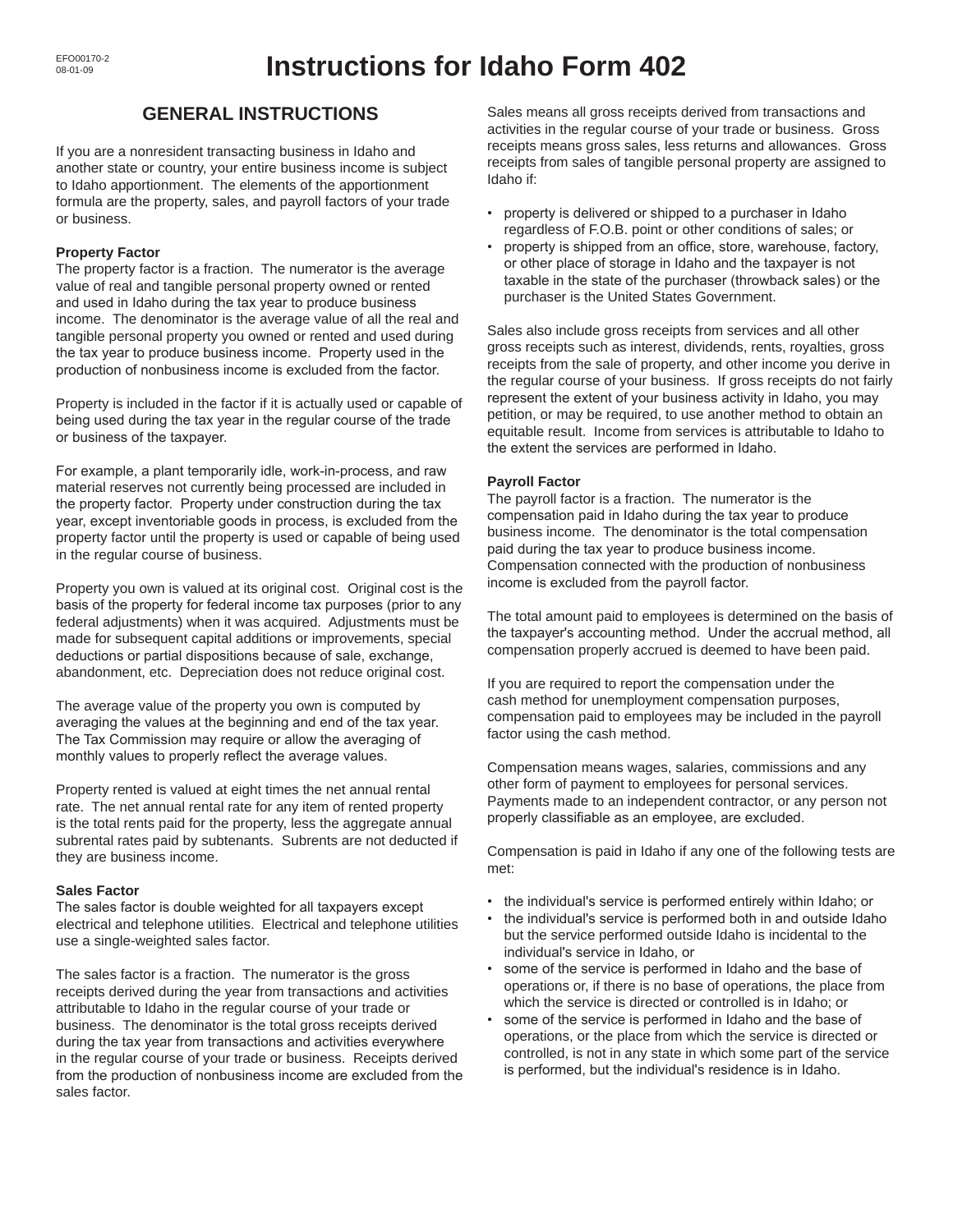# Instructions for Idaho Form 402

## GENERAL INSTRUCTIONS

If you are a nonresident transacting business in Idaho and another state or country, your entire business income is subject to Idaho apportionment. The elements of the apportionment formula are the property, sales, and payroll factors of your trade or business.

**Property Factor**

The property factor is a fraction. The numerator is the average value of real and tangible personal property owned or rented and used in Idaho during the tax year to produce business income. The denominator is the average value of all the real and tangible personal property you owned or rented and used during the tax year to produce business income. Property used in the production of nonbusiness income is excluded from the factor.

Property is included in the factor if it is actually used or capable of being used during the tax year in the regular course of the trade or business of the taxpayer.

For example, a plant temporarily idle, work-in-process, and raw material reserves not currently being processed are included in the property factor. Property under construction during the tax year, except inventoriable goods in process, is excluded from the property factor until the property is used or capable of being used in the regular course of business.

Property you own is valued at its original cost. Original cost is the basis of the property for federal income tax purposes (prior to any federal adjustments) when it was acquired. Adjustments must be made for subsequent capital additions or improvements, special deductions or partial dispositions because of sale, exchange, abandonment, etc. Depreciation does not reduce original cost.

The average value of the property you own is computed by averaging the values at the beginning and end of the tax year. The Tax Commission may require or allow the averaging of monthly values to properly reflect the average values.

Property rented is valued at eight times the net annual rental rate. The net annual rental rate for any item of rented property is the total rents paid for the property, less the aggregate annual subrental rates paid by subtenants. Subrents are not deducted if they are business income.

**Sales Factor**

The sales factor is double weighted for all taxpayers except electrical and telephone utilities. Electrical and telephone utilities use a single-weighted sales factor.

The sales factor is a fraction. The numerator is the gross receipts derived during the year from transactions and activities attributable to Idaho in the regular course of your trade or business. The denominator is the total gross receipts derived during the tax year from transactions and activities everywhere in the regular course of your trade or business. Receipts derived from the production of nonbusiness income are excluded from the sales factor.

Sales means all gross receipts derived from transactions and activities in the regular course of your trade or business. Gross receipts means gross sales, less returns and allowances. Gross receipts from sales of tangible personal property are assigned to Idaho if:

- property is delivered or shipped to a purchaser in Idaho regardless of F.O.B. point or other conditions of sales; or
- property is shipped from an office, store, warehouse, factory, or other place of storage in Idaho and the taxpayer is not taxable in the state of the purchaser (throwback sales) or the purchaser is the United States Government.

Sales also include gross receipts from services and all other gross receipts such as interest, dividends, rents, royalties, gross receipts from the sale of property, and other income you derive in the regular course of your business. If gross receipts do not fairly represent the extent of your business activity in Idaho, you may petition, or may be required, to use another method to obtain an equitable result. Income from services is attributable to Idaho to the extent the services are performed in Idaho.

**Payroll Factor**

The payroll factor is a fraction. The numerator is the compensation paid in Idaho during the tax year to produce business income. The denominator is the total compensation paid during the tax year to produce business income. Compensation connected with the production of nonbusiness income is excluded from the payroll factor.

The total amount paid to employees is determined on the basis of the taxpayer's accounting method. Under the accrual method, all compensation properly accrued is deemed to have been paid.

If you are required to report the compensation under the cash method for unemployment compensation purposes, compensation paid to employees may be included in the payroll factor using the cash method.

Compensation means wages, salaries, commissions and any other form of payment to employees for personal services. Payments made to an independent contractor, or any person not properly classifiable as an employee, are excluded.

Compensation is paid in Idaho if any one of the following tests are met:

- the individual's service is performed entirely within Idaho; or
- the individual's service is performed both in and outside Idaho but the service performed outside Idaho is incidental to the individual's service in Idaho, or
- some of the service is performed in Idaho and the base of operations or, if there is no base of operations, the place from which the service is directed or controlled is in Idaho; or
- some of the service is performed in Idaho and the base of operations, or the place from which the service is directed or controlled, is not in any state in which some part of the service is performed, but the individual's residence is in Idaho.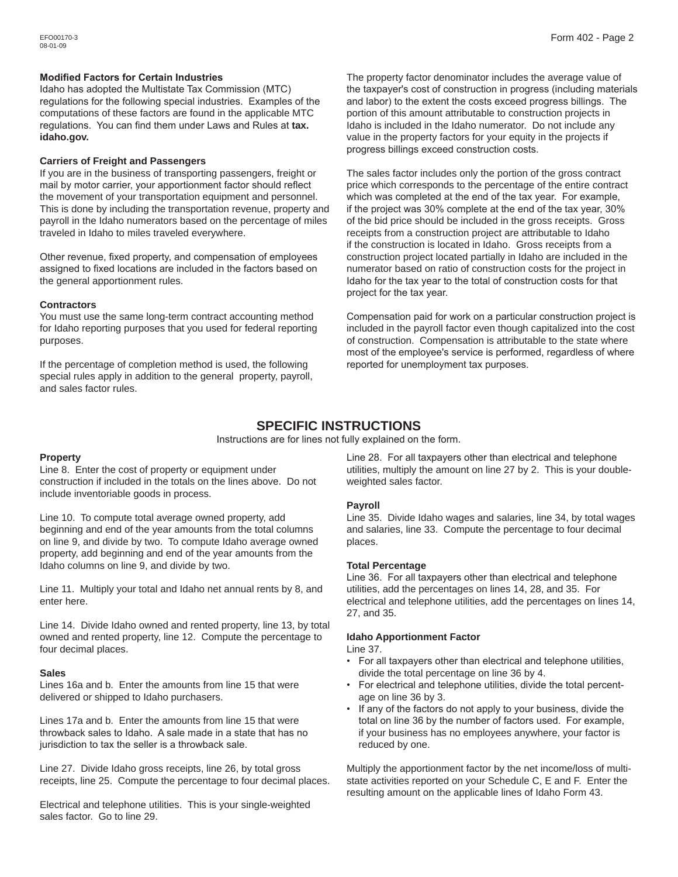### Modified Factors for Certain Industries

Idaho has adopted the Multistate Tax Commission (MTC) regulations for the following special industries. Examples of the computations of these factors are found in the applicable MTC regulations. You can find them under Laws and Rules at **tax.idaho.gov.**

### Carriers of Freight and Passengers

If you are in the business of transporting passengers, freight or mail by motor carrier, your apportionment factor should reflect the movement of your transportation equipment and personnel. This is done by including the transportation revenue, property and payroll in the Idaho numerators based on the percentage of miles traveled in Idaho to miles traveled everywhere.

Other revenue, fixed property, and compensation of employees assigned to fixed locations are included in the factors based on the general apportionment rules.

### Contractors

You must use the same long-term contract accounting method for Idaho reporting purposes that you used for federal reporting purposes.

If the percentage of completion method is used, the following special rules apply in addition to the general property, payroll, and sales factor rules.

The property factor denominator includes the average value of the taxpayer's cost of construction in progress (including materials and labor) to the extent the costs exceed progress billings. The portion of this amount attributable to construction projects in Idaho is included in the Idaho numerator. Do not include any value in the property factors for your equity in the projects if progress billings exceed construction costs.

The sales factor includes only the portion of the gross contract price which corresponds to the percentage of the entire contract which was completed at the end of the tax year. For example, if the project was 30% complete at the end of the tax year, 30% of the bid price should be included in the gross receipts. Gross receipts from a construction project are attributable to Idaho if the construction is located in Idaho. Gross receipts from a construction project located partially in Idaho are included in the numerator based on ratio of construction costs for the project in Idaho for the tax year to the total of construction costs for that project for the tax year.

Compensation paid for work on a particular construction project is included in the payroll factor even though capitalized into the cost of construction. Compensation is attributable to the state where most of the employee's service is performed, regardless of where reported for unemployment tax purposes.

## SPECIFIC INSTRUCTIONS

Instructions are for lines not fully explained on the form.

### Property

Line 8. Enter the cost of property or equipment under construction if included in the totals on the lines above. Do not include inventoriable goods in process.

Line 10. To compute total average owned property, add beginning and end of the year amounts from the total columns on line 9, and divide by two. To compute Idaho average owned property, add beginning and end of the year amounts from the Idaho columns on line 9, and divide by two.

Line 11. Multiply your total and Idaho net annual rents by 8, and enter here.

Line 14. Divide Idaho owned and rented property, line 13, by total owned and rented property, line 12. Compute the percentage to four decimal places.

### Sales

Lines 16a and b. Enter the amounts from line 15 that were delivered or shipped to Idaho purchasers.

Lines 17a and b. Enter the amounts from line 15 that were throwback sales to Idaho. A sale made in a state that has no jurisdiction to tax the seller is a throwback sale.

Line 27. Divide Idaho gross receipts, line 26, by total gross receipts, line 25. Compute the percentage to four decimal places.

Electrical and telephone utilities. This is your single-weighted sales factor. Go to line 29.

Line 28. For all taxpayers other than electrical and telephone utilities, multiply the amount on line 27 by 2. This is your double-weighted sales factor.

### Payroll

Line 35. Divide Idaho wages and salaries, line 34, by total wages and salaries, line 33. Compute the percentage to four decimal places.

### Total Percentage

Line 36. For all taxpayers other than electrical and telephone utilities, add the percentages on lines 14, 28, and 35. For electrical and telephone utilities, add the percentages on lines 14, 27, and 35.

### Idaho Apportionment Factor

Line 37.

- For all taxpayers other than electrical and telephone utilities, divide the total percentage on line 36 by 4.
- For electrical and telephone utilities, divide the total percentage on line 36 by 3.
- If any of the factors do not apply to your business, divide the total on line 36 by the number of factors used. For example, if your business has no employees anywhere, your factor is reduced by one.

Multiply the apportionment factor by the net income/loss of multistate activities reported on your Schedule C, E and F. Enter the resulting amount on the applicable lines of Idaho Form 43.